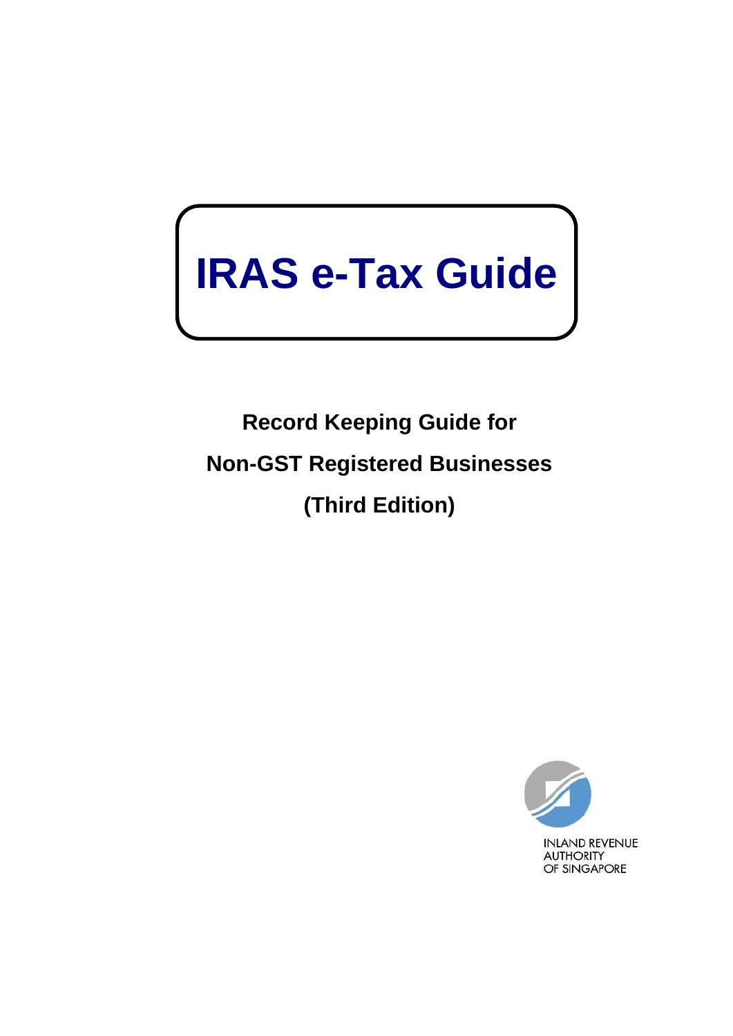# IRAS e-Tax Guide

## Record Keeping Guide for Non-GST Registered Businesses (Third Edition)

INLAND REVENUE AUTHORITY OF SINGAPORE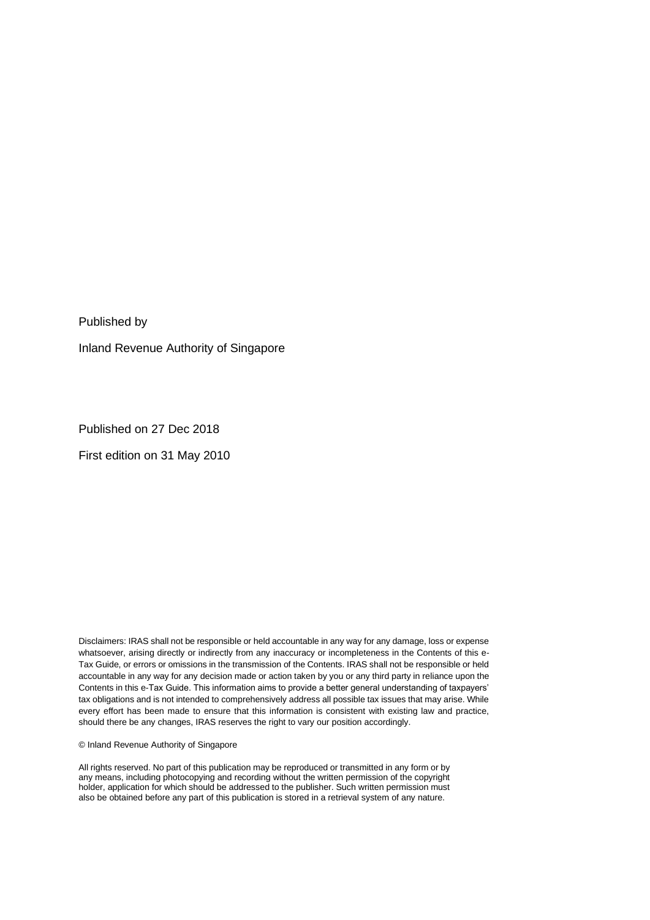Published by

Inland Revenue Authority of Singapore

Published on 27 Dec 2018

First edition on 31 May 2010

Disclaimers: IRAS shall not be responsible or held accountable in any way for any damage, loss or expense whatsoever, arising directly or indirectly from any inaccuracy or incompleteness in the Contents of this e-Tax Guide, or errors or omissions in the transmission of the Contents. IRAS shall not be responsible or held accountable in any way for any decision made or action taken by you or any third party in reliance upon the Contents in this e-Tax Guide. This information aims to provide a better general understanding of taxpayers' tax obligations and is not intended to comprehensively address all possible tax issues that may arise. While every effort has been made to ensure that this information is consistent with existing law and practice, should there be any changes, IRAS reserves the right to vary our position accordingly.

© Inland Revenue Authority of Singapore

All rights reserved. No part of this publication may be reproduced or transmitted in any form or by any means, including photocopying and recording without the written permission of the copyright holder, application for which should be addressed to the publisher. Such written permission must also be obtained before any part of this publication is stored in a retrieval system of any nature.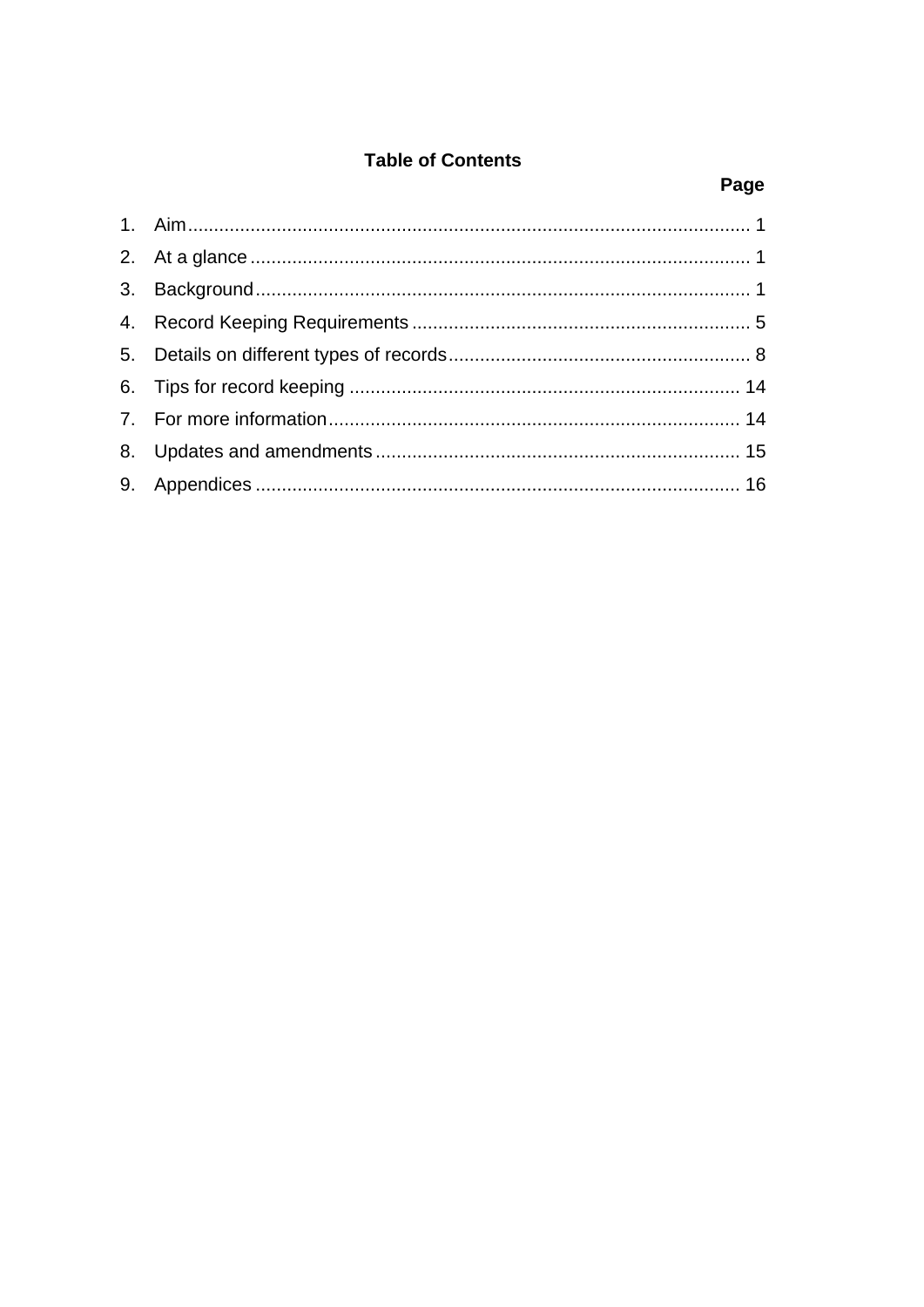## Table of Contents

| | | Page |
|---|---|---|
| 1. | Aim | 1 |
| 2. | At a glance | 1 |
| 3. | Background | 1 |
| 4. | Record Keeping Requirements | 5 |
| 5. | Details on different types of records | 8 |
| 6. | Tips for record keeping | 14 |
| 7. | For more information | 14 |
| 8. | Updates and amendments | 15 |
| 9. | Appendices | 16 |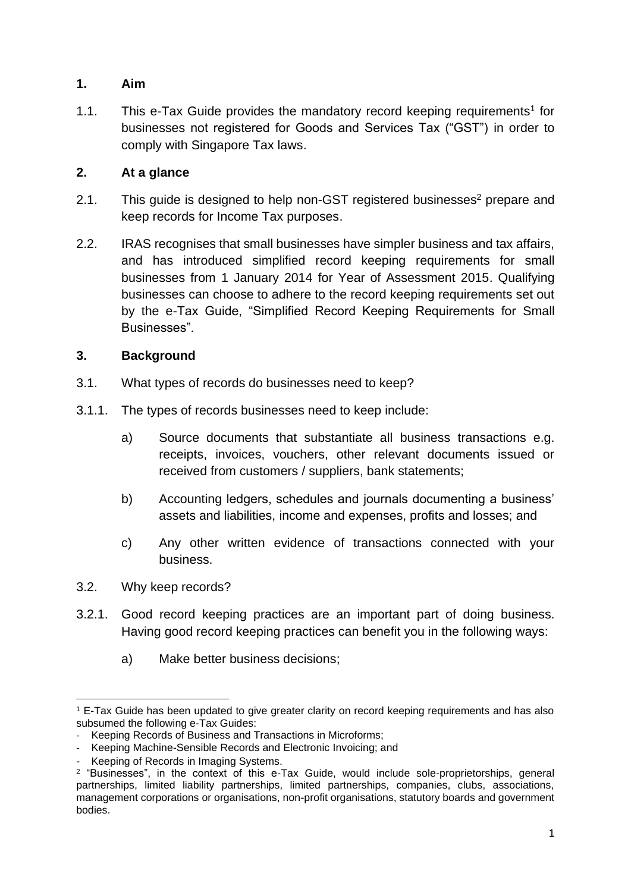## 1. Aim

1.1. This e-Tax Guide provides the mandatory record keeping requirements[1] for businesses not registered for Goods and Services Tax ("GST") in order to comply with Singapore Tax laws.

## 2. At a glance

2.1. This guide is designed to help non-GST registered businesses[2] prepare and keep records for Income Tax purposes.

2.2. IRAS recognises that small businesses have simpler business and tax affairs, and has introduced simplified record keeping requirements for small businesses from 1 January 2014 for Year of Assessment 2015. Qualifying businesses can choose to adhere to the record keeping requirements set out by the e-Tax Guide, "Simplified Record Keeping Requirements for Small Businesses".

## 3. Background

3.1. What types of records do businesses need to keep?

3.1.1. The types of records businesses need to keep include:

a) Source documents that substantiate all business transactions e.g. receipts, invoices, vouchers, other relevant documents issued or received from customers / suppliers, bank statements;

b) Accounting ledgers, schedules and journals documenting a business' assets and liabilities, income and expenses, profits and losses; and

c) Any other written evidence of transactions connected with your business.

3.2. Why keep records?

3.2.1. Good record keeping practices are an important part of doing business. Having good record keeping practices can benefit you in the following ways:

a) Make better business decisions;

---

[1] E-Tax Guide has been updated to give greater clarity on record keeping requirements and has also subsumed the following e-Tax Guides:
- Keeping Records of Business and Transactions in Microforms;
- Keeping Machine-Sensible Records and Electronic Invoicing; and
- Keeping of Records in Imaging Systems.

[2] "Businesses", in the context of this e-Tax Guide, would include sole-proprietorships, general partnerships, limited liability partnerships, limited partnerships, companies, clubs, associations, management corporations or organisations, non-profit organisations, statutory boards and government bodies.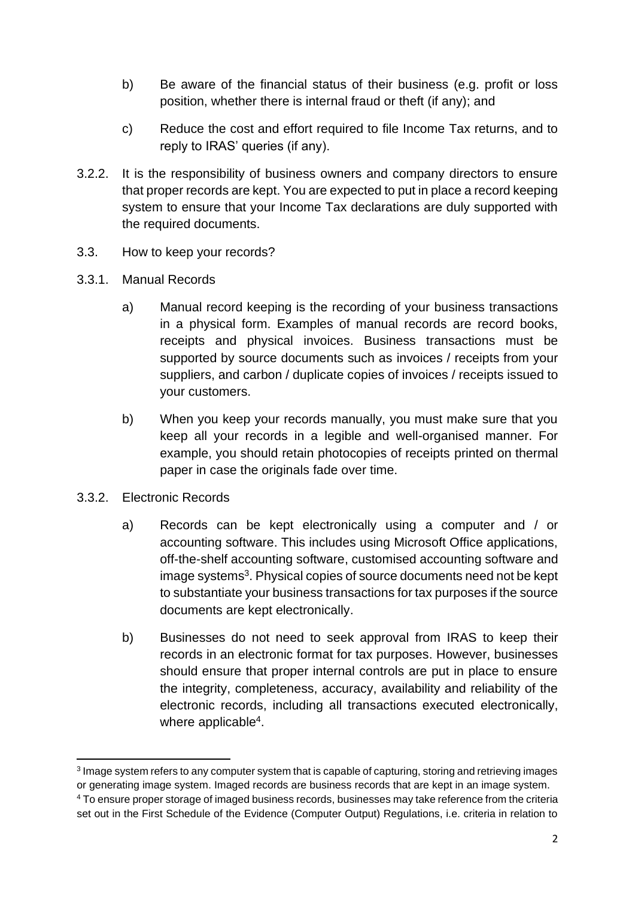b) Be aware of the financial status of their business (e.g. profit or loss position, whether there is internal fraud or theft (if any); and

c) Reduce the cost and effort required to file Income Tax returns, and to reply to IRAS' queries (if any).

3.2.2. It is the responsibility of business owners and company directors to ensure that proper records are kept. You are expected to put in place a record keeping system to ensure that your Income Tax declarations are duly supported with the required documents.

3.3. How to keep your records?

3.3.1. Manual Records

a) Manual record keeping is the recording of your business transactions in a physical form. Examples of manual records are record books, receipts and physical invoices. Business transactions must be supported by source documents such as invoices / receipts from your suppliers, and carbon / duplicate copies of invoices / receipts issued to your customers.

b) When you keep your records manually, you must make sure that you keep all your records in a legible and well-organised manner. For example, you should retain photocopies of receipts printed on thermal paper in case the originals fade over time.

3.3.2. Electronic Records

a) Records can be kept electronically using a computer and / or accounting software. This includes using Microsoft Office applications, off-the-shelf accounting software, customised accounting software and image systems[3]. Physical copies of source documents need not be kept to substantiate your business transactions for tax purposes if the source documents are kept electronically.

b) Businesses do not need to seek approval from IRAS to keep their records in an electronic format for tax purposes. However, businesses should ensure that proper internal controls are put in place to ensure the integrity, completeness, accuracy, availability and reliability of the electronic records, including all transactions executed electronically, where applicable[4].

---

[3] Image system refers to any computer system that is capable of capturing, storing and retrieving images or generating image system. Imaged records are business records that are kept in an image system.

[4] To ensure proper storage of imaged business records, businesses may take reference from the criteria set out in the First Schedule of the Evidence (Computer Output) Regulations, i.e. criteria in relation to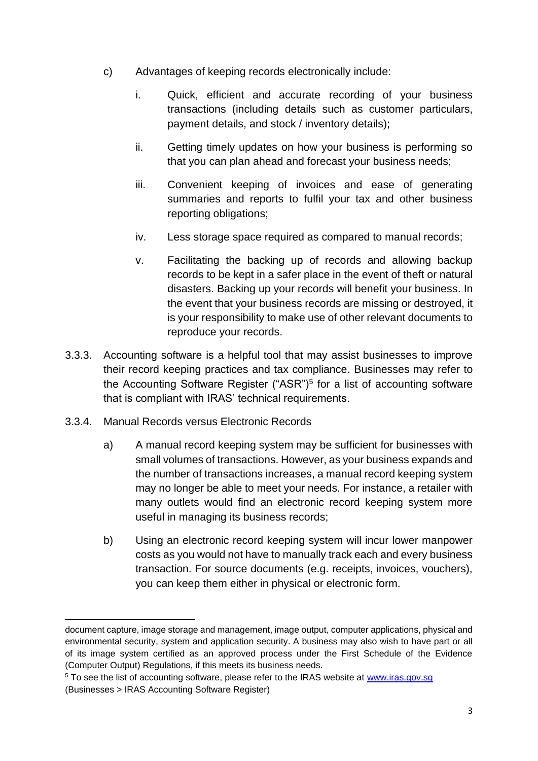c) Advantages of keeping records electronically include:

   i. Quick, efficient and accurate recording of your business transactions (including details such as customer particulars, payment details, and stock / inventory details);

   ii. Getting timely updates on how your business is performing so that you can plan ahead and forecast your business needs;

   iii. Convenient keeping of invoices and ease of generating summaries and reports to fulfil your tax and other business reporting obligations;

   iv. Less storage space required as compared to manual records;

   v. Facilitating the backing up of records and allowing backup records to be kept in a safer place in the event of theft or natural disasters. Backing up your records will benefit your business. In the event that your business records are missing or destroyed, it is your responsibility to make use of other relevant documents to reproduce your records.

3.3.3. Accounting software is a helpful tool that may assist businesses to improve their record keeping practices and tax compliance. Businesses may refer to the Accounting Software Register ("ASR")[5] for a list of accounting software that is compliant with IRAS' technical requirements.

3.3.4. Manual Records versus Electronic Records

   a) A manual record keeping system may be sufficient for businesses with small volumes of transactions. However, as your business expands and the number of transactions increases, a manual record keeping system may no longer be able to meet your needs. For instance, a retailer with many outlets would find an electronic record keeping system more useful in managing its business records;

   b) Using an electronic record keeping system will incur lower manpower costs as you would not have to manually track each and every business transaction. For source documents (e.g. receipts, invoices, vouchers), you can keep them either in physical or electronic form.

---

document capture, image storage and management, image output, computer applications, physical and environmental security, system and application security. A business may also wish to have part or all of its image system certified as an approved process under the First Schedule of the Evidence (Computer Output) Regulations, if this meets its business needs.

[5] To see the list of accounting software, please refer to the IRAS website at [www.iras.gov.sg](http://www.iras.gov.sg) (Businesses > IRAS Accounting Software Register)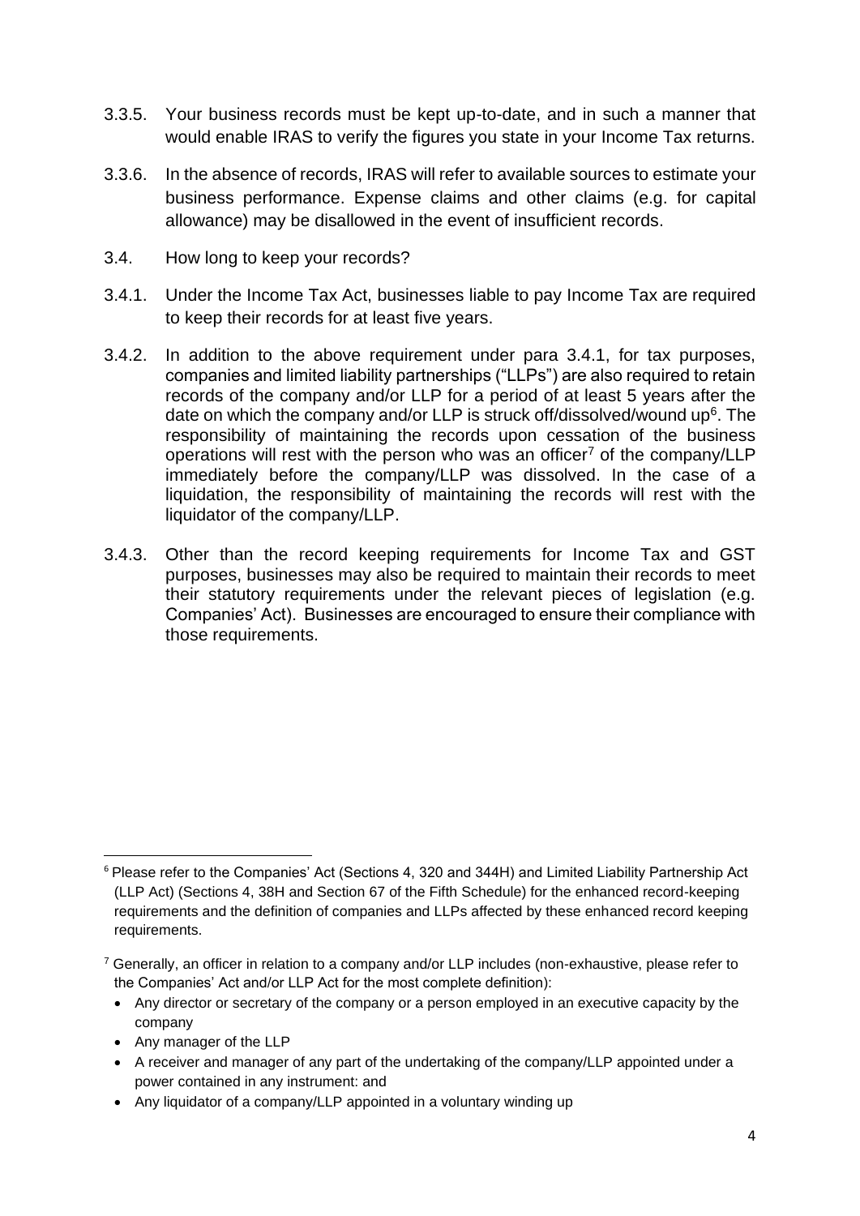3.3.5. Your business records must be kept up-to-date, and in such a manner that would enable IRAS to verify the figures you state in your Income Tax returns.

3.3.6. In the absence of records, IRAS will refer to available sources to estimate your business performance. Expense claims and other claims (e.g. for capital allowance) may be disallowed in the event of insufficient records.

3.4. How long to keep your records?

3.4.1. Under the Income Tax Act, businesses liable to pay Income Tax are required to keep their records for at least five years.

3.4.2. In addition to the above requirement under para 3.4.1, for tax purposes, companies and limited liability partnerships ("LLPs") are also required to retain records of the company and/or LLP for a period of at least 5 years after the date on which the company and/or LLP is struck off/dissolved/wound up[6]. The responsibility of maintaining the records upon cessation of the business operations will rest with the person who was an officer[7] of the company/LLP immediately before the company/LLP was dissolved. In the case of a liquidation, the responsibility of maintaining the records will rest with the liquidator of the company/LLP.

3.4.3. Other than the record keeping requirements for Income Tax and GST purposes, businesses may also be required to maintain their records to meet their statutory requirements under the relevant pieces of legislation (e.g. Companies' Act). Businesses are encouraged to ensure their compliance with those requirements.

---

[6] Please refer to the Companies' Act (Sections 4, 320 and 344H) and Limited Liability Partnership Act (LLP Act) (Sections 4, 38H and Section 67 of the Fifth Schedule) for the enhanced record-keeping requirements and the definition of companies and LLPs affected by these enhanced record keeping requirements.

[7] Generally, an officer in relation to a company and/or LLP includes (non-exhaustive, please refer to the Companies' Act and/or LLP Act for the most complete definition):

- Any director or secretary of the company or a person employed in an executive capacity by the company
- Any manager of the LLP
- A receiver and manager of any part of the undertaking of the company/LLP appointed under a power contained in any instrument: and
- Any liquidator of a company/LLP appointed in a voluntary winding up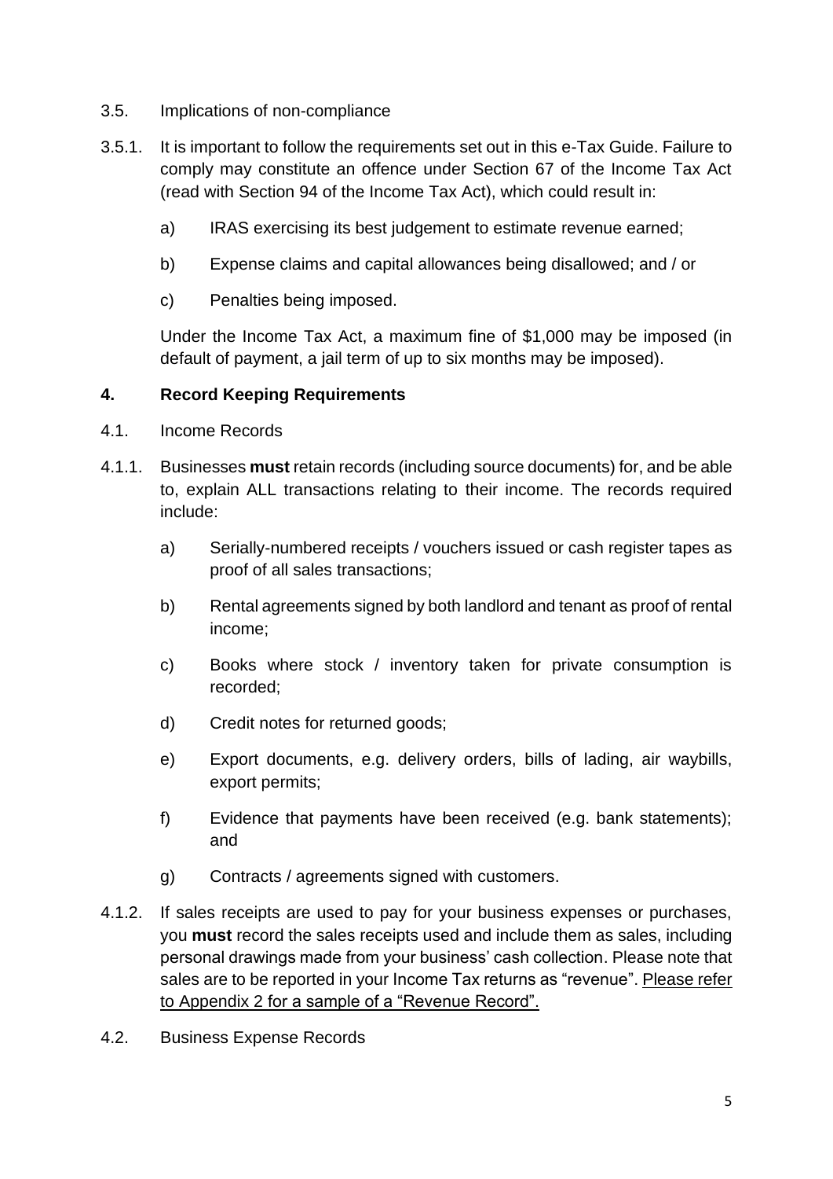### 3.5. Implications of non-compliance

3.5.1. It is important to follow the requirements set out in this e-Tax Guide. Failure to comply may constitute an offence under Section 67 of the Income Tax Act (read with Section 94 of the Income Tax Act), which could result in:

a) IRAS exercising its best judgement to estimate revenue earned;

b) Expense claims and capital allowances being disallowed; and / or

c) Penalties being imposed.

Under the Income Tax Act, a maximum fine of $1,000 may be imposed (in default of payment, a jail term of up to six months may be imposed).

## 4. Record Keeping Requirements

### 4.1. Income Records

4.1.1. Businesses **must** retain records (including source documents) for, and be able to, explain ALL transactions relating to their income. The records required include:

a) Serially-numbered receipts / vouchers issued or cash register tapes as proof of all sales transactions;

b) Rental agreements signed by both landlord and tenant as proof of rental income;

c) Books where stock / inventory taken for private consumption is recorded;

d) Credit notes for returned goods;

e) Export documents, e.g. delivery orders, bills of lading, air waybills, export permits;

f) Evidence that payments have been received (e.g. bank statements); and

g) Contracts / agreements signed with customers.

4.1.2. If sales receipts are used to pay for your business expenses or purchases, you **must** record the sales receipts used and include them as sales, including personal drawings made from your business' cash collection. Please note that sales are to be reported in your Income Tax returns as "revenue". <u>Please refer to Appendix 2 for a sample of a "Revenue Record".</u>

### 4.2. Business Expense Records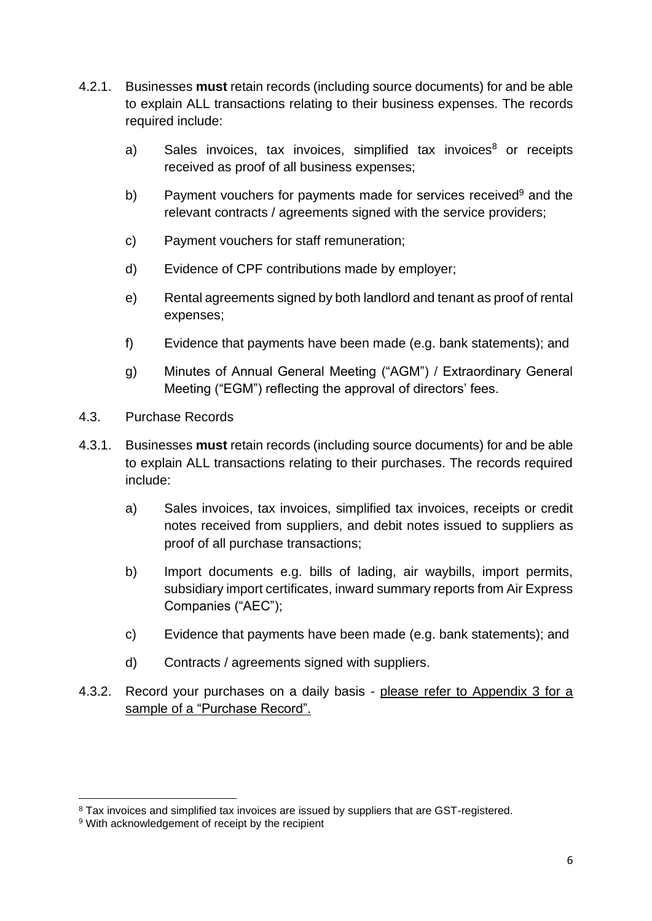4.2.1. Businesses **must** retain records (including source documents) for and be able to explain ALL transactions relating to their business expenses. The records required include:

a) Sales invoices, tax invoices, simplified tax invoices[8] or receipts received as proof of all business expenses;

b) Payment vouchers for payments made for services received[9] and the relevant contracts / agreements signed with the service providers;

c) Payment vouchers for staff remuneration;

d) Evidence of CPF contributions made by employer;

e) Rental agreements signed by both landlord and tenant as proof of rental expenses;

f) Evidence that payments have been made (e.g. bank statements); and

g) Minutes of Annual General Meeting ("AGM") / Extraordinary General Meeting ("EGM") reflecting the approval of directors' fees.

4.3. Purchase Records

4.3.1. Businesses **must** retain records (including source documents) for and be able to explain ALL transactions relating to their purchases. The records required include:

a) Sales invoices, tax invoices, simplified tax invoices, receipts or credit notes received from suppliers, and debit notes issued to suppliers as proof of all purchase transactions;

b) Import documents e.g. bills of lading, air waybills, import permits, subsidiary import certificates, inward summary reports from Air Express Companies ("AEC");

c) Evidence that payments have been made (e.g. bank statements); and

d) Contracts / agreements signed with suppliers.

4.3.2. Record your purchases on a daily basis - please refer to Appendix 3 for a sample of a "Purchase Record".

---

[8] Tax invoices and simplified tax invoices are issued by suppliers that are GST-registered.

[9] With acknowledgement of receipt by the recipient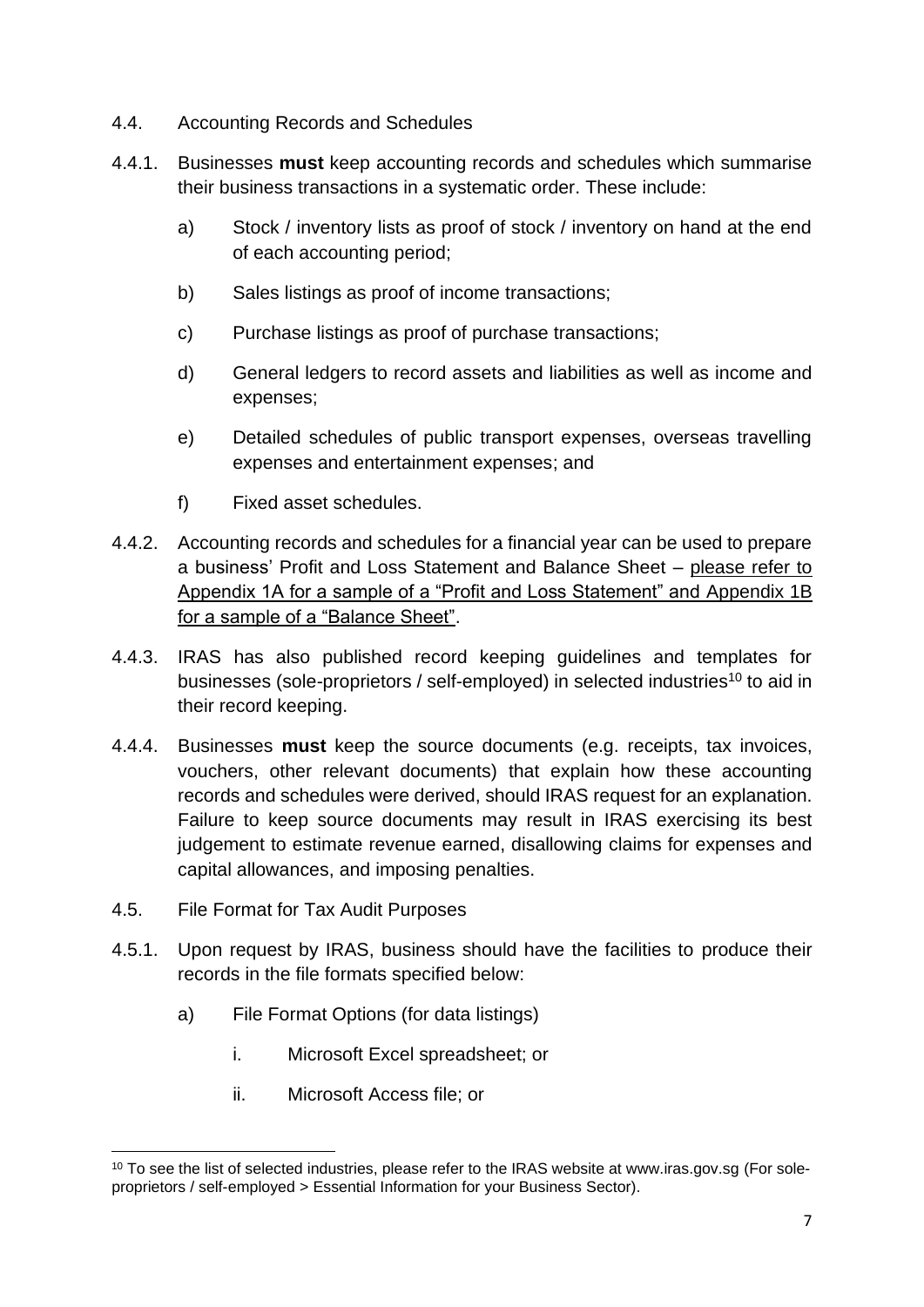### 4.4. Accounting Records and Schedules

4.4.1. Businesses **must** keep accounting records and schedules which summarise their business transactions in a systematic order. These include:

a) Stock / inventory lists as proof of stock / inventory on hand at the end of each accounting period;

b) Sales listings as proof of income transactions;

c) Purchase listings as proof of purchase transactions;

d) General ledgers to record assets and liabilities as well as income and expenses;

e) Detailed schedules of public transport expenses, overseas travelling expenses and entertainment expenses; and

f) Fixed asset schedules.

4.4.2. Accounting records and schedules for a financial year can be used to prepare a business' Profit and Loss Statement and Balance Sheet – please refer to Appendix 1A for a sample of a "Profit and Loss Statement" and Appendix 1B for a sample of a "Balance Sheet".

4.4.3. IRAS has also published record keeping guidelines and templates for businesses (sole-proprietors / self-employed) in selected industries[10] to aid in their record keeping.

4.4.4. Businesses **must** keep the source documents (e.g. receipts, tax invoices, vouchers, other relevant documents) that explain how these accounting records and schedules were derived, should IRAS request for an explanation. Failure to keep source documents may result in IRAS exercising its best judgement to estimate revenue earned, disallowing claims for expenses and capital allowances, and imposing penalties.

### 4.5. File Format for Tax Audit Purposes

4.5.1. Upon request by IRAS, business should have the facilities to produce their records in the file formats specified below:

a) File Format Options (for data listings)

i. Microsoft Excel spreadsheet; or

ii. Microsoft Access file; or

---

[10] To see the list of selected industries, please refer to the IRAS website at www.iras.gov.sg (For sole-proprietors / self-employed > Essential Information for your Business Sector).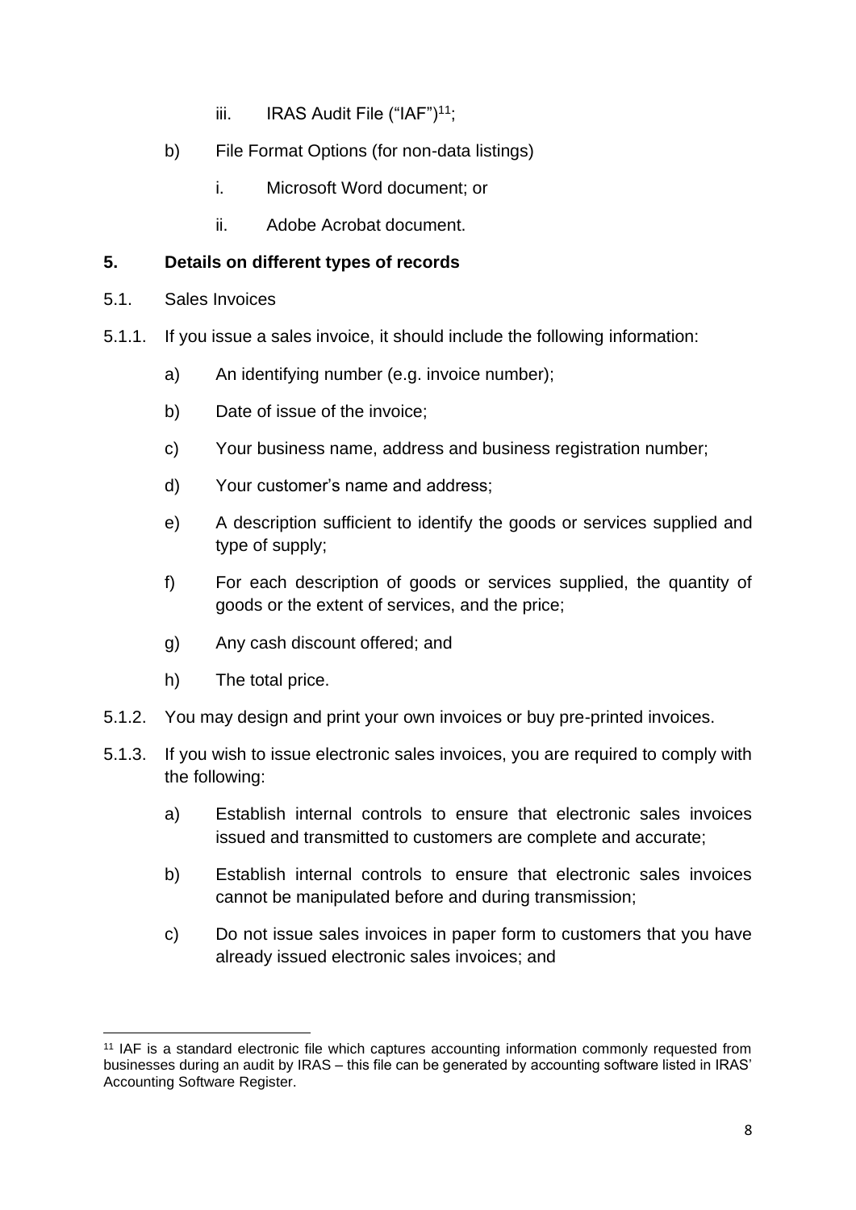iii. IRAS Audit File ("IAF")[11];

b) File Format Options (for non-data listings)

i. Microsoft Word document; or

ii. Adobe Acrobat document.

## 5. Details on different types of records

5.1. Sales Invoices

5.1.1. If you issue a sales invoice, it should include the following information:

a) An identifying number (e.g. invoice number);

b) Date of issue of the invoice;

c) Your business name, address and business registration number;

d) Your customer's name and address;

e) A description sufficient to identify the goods or services supplied and type of supply;

f) For each description of goods or services supplied, the quantity of goods or the extent of services, and the price;

g) Any cash discount offered; and

h) The total price.

5.1.2. You may design and print your own invoices or buy pre-printed invoices.

5.1.3. If you wish to issue electronic sales invoices, you are required to comply with the following:

a) Establish internal controls to ensure that electronic sales invoices issued and transmitted to customers are complete and accurate;

b) Establish internal controls to ensure that electronic sales invoices cannot be manipulated before and during transmission;

c) Do not issue sales invoices in paper form to customers that you have already issued electronic sales invoices; and

---

[11] IAF is a standard electronic file which captures accounting information commonly requested from businesses during an audit by IRAS – this file can be generated by accounting software listed in IRAS' Accounting Software Register.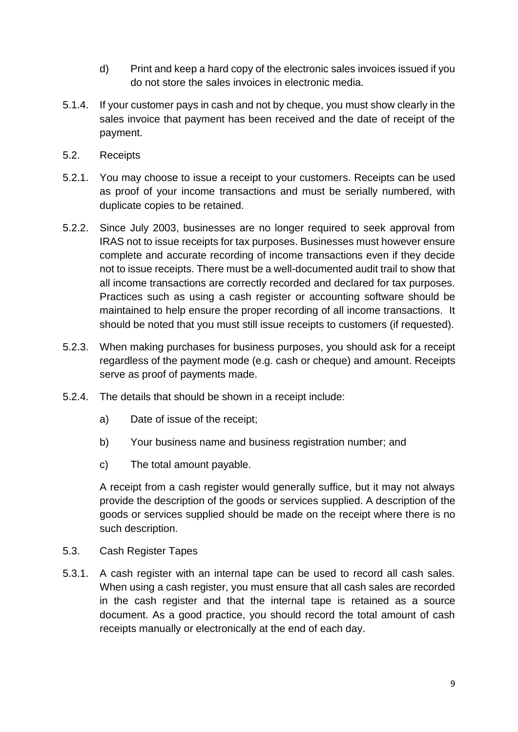d) Print and keep a hard copy of the electronic sales invoices issued if you do not store the sales invoices in electronic media.

5.1.4. If your customer pays in cash and not by cheque, you must show clearly in the sales invoice that payment has been received and the date of receipt of the payment.

## 5.2. Receipts

5.2.1. You may choose to issue a receipt to your customers. Receipts can be used as proof of your income transactions and must be serially numbered, with duplicate copies to be retained.

5.2.2. Since July 2003, businesses are no longer required to seek approval from IRAS not to issue receipts for tax purposes. Businesses must however ensure complete and accurate recording of income transactions even if they decide not to issue receipts. There must be a well-documented audit trail to show that all income transactions are correctly recorded and declared for tax purposes. Practices such as using a cash register or accounting software should be maintained to help ensure the proper recording of all income transactions. It should be noted that you must still issue receipts to customers (if requested).

5.2.3. When making purchases for business purposes, you should ask for a receipt regardless of the payment mode (e.g. cash or cheque) and amount. Receipts serve as proof of payments made.

5.2.4. The details that should be shown in a receipt include:

a) Date of issue of the receipt;

b) Your business name and business registration number; and

c) The total amount payable.

A receipt from a cash register would generally suffice, but it may not always provide the description of the goods or services supplied. A description of the goods or services supplied should be made on the receipt where there is no such description.

## 5.3. Cash Register Tapes

5.3.1. A cash register with an internal tape can be used to record all cash sales. When using a cash register, you must ensure that all cash sales are recorded in the cash register and that the internal tape is retained as a source document. As a good practice, you should record the total amount of cash receipts manually or electronically at the end of each day.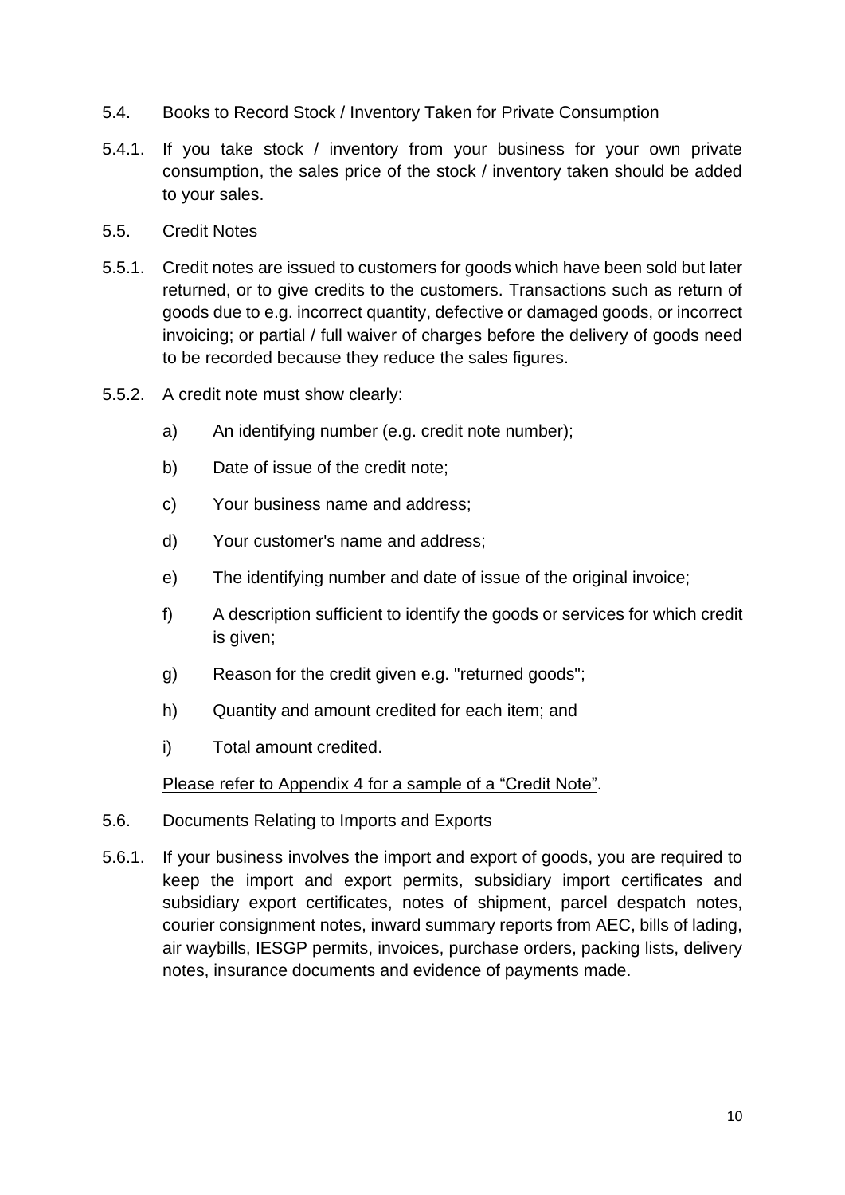### 5.4. Books to Record Stock / Inventory Taken for Private Consumption

5.4.1. If you take stock / inventory from your business for your own private consumption, the sales price of the stock / inventory taken should be added to your sales.

### 5.5. Credit Notes

5.5.1. Credit notes are issued to customers for goods which have been sold but later returned, or to give credits to the customers. Transactions such as return of goods due to e.g. incorrect quantity, defective or damaged goods, or incorrect invoicing; or partial / full waiver of charges before the delivery of goods need to be recorded because they reduce the sales figures.

5.5.2. A credit note must show clearly:

a) An identifying number (e.g. credit note number);

b) Date of issue of the credit note;

c) Your business name and address;

d) Your customer's name and address;

e) The identifying number and date of issue of the original invoice;

f) A description sufficient to identify the goods or services for which credit is given;

g) Reason for the credit given e.g. "returned goods";

h) Quantity and amount credited for each item; and

i) Total amount credited.

<u>Please refer to Appendix 4 for a sample of a "Credit Note"</u>.

### 5.6. Documents Relating to Imports and Exports

5.6.1. If your business involves the import and export of goods, you are required to keep the import and export permits, subsidiary import certificates and subsidiary export certificates, notes of shipment, parcel despatch notes, courier consignment notes, inward summary reports from AEC, bills of lading, air waybills, IESGP permits, invoices, purchase orders, packing lists, delivery notes, insurance documents and evidence of payments made.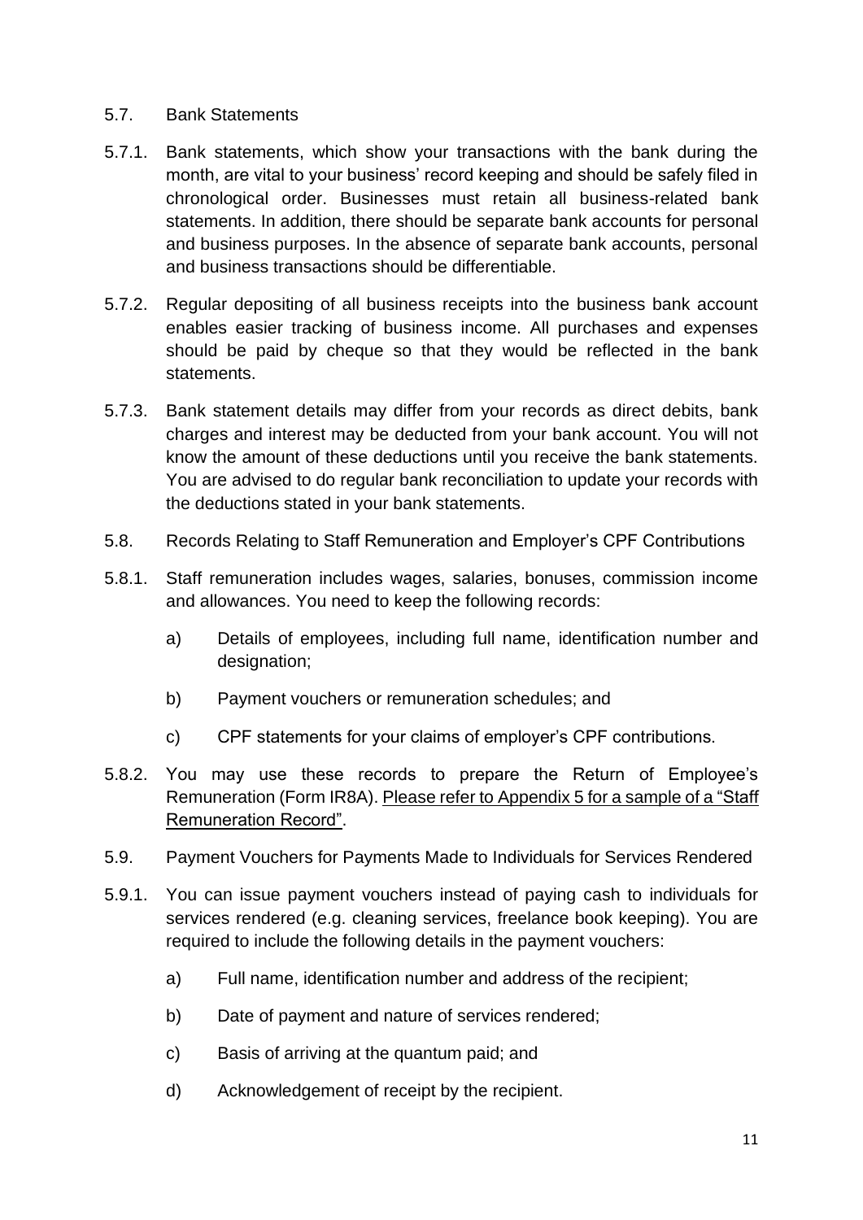## 5.7. Bank Statements

5.7.1. Bank statements, which show your transactions with the bank during the month, are vital to your business' record keeping and should be safely filed in chronological order. Businesses must retain all business-related bank statements. In addition, there should be separate bank accounts for personal and business purposes. In the absence of separate bank accounts, personal and business transactions should be differentiable.

5.7.2. Regular depositing of all business receipts into the business bank account enables easier tracking of business income. All purchases and expenses should be paid by cheque so that they would be reflected in the bank statements.

5.7.3. Bank statement details may differ from your records as direct debits, bank charges and interest may be deducted from your bank account. You will not know the amount of these deductions until you receive the bank statements. You are advised to do regular bank reconciliation to update your records with the deductions stated in your bank statements.

## 5.8. Records Relating to Staff Remuneration and Employer's CPF Contributions

5.8.1. Staff remuneration includes wages, salaries, bonuses, commission income and allowances. You need to keep the following records:

a) Details of employees, including full name, identification number and designation;

b) Payment vouchers or remuneration schedules; and

c) CPF statements for your claims of employer's CPF contributions.

5.8.2. You may use these records to prepare the Return of Employee's Remuneration (Form IR8A). Please refer to Appendix 5 for a sample of a "Staff Remuneration Record".

## 5.9. Payment Vouchers for Payments Made to Individuals for Services Rendered

5.9.1. You can issue payment vouchers instead of paying cash to individuals for services rendered (e.g. cleaning services, freelance book keeping). You are required to include the following details in the payment vouchers:

a) Full name, identification number and address of the recipient;

b) Date of payment and nature of services rendered;

c) Basis of arriving at the quantum paid; and

d) Acknowledgement of receipt by the recipient.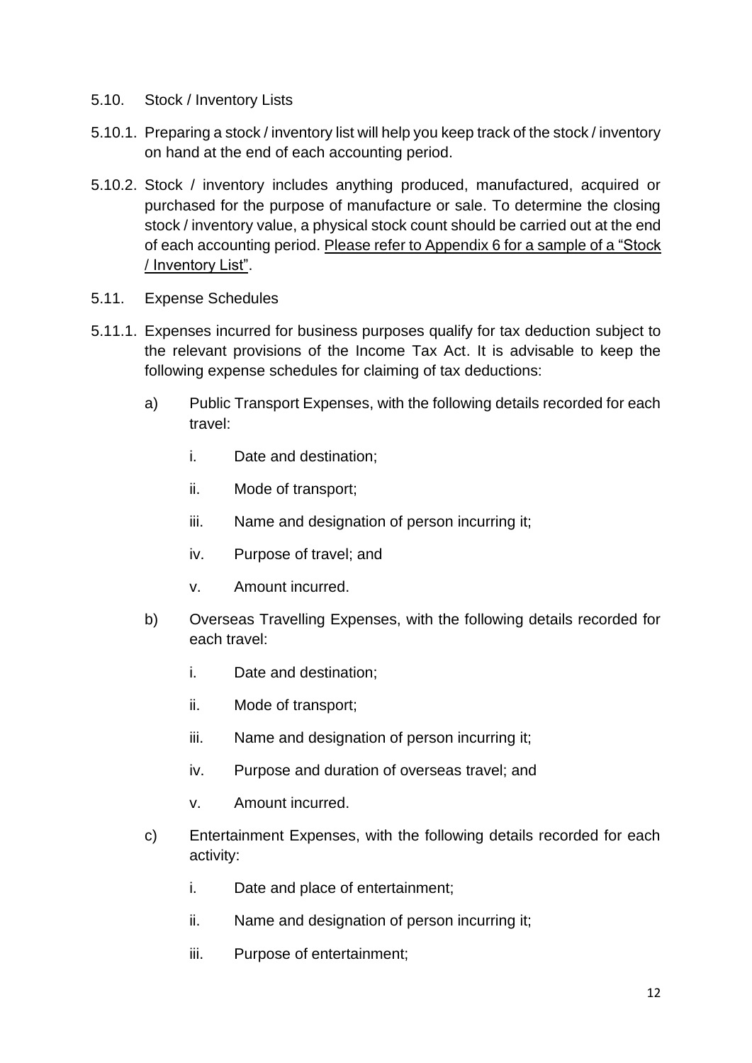## 5.10. Stock / Inventory Lists

5.10.1. Preparing a stock / inventory list will help you keep track of the stock / inventory on hand at the end of each accounting period.

5.10.2. Stock / inventory includes anything produced, manufactured, acquired or purchased for the purpose of manufacture or sale. To determine the closing stock / inventory value, a physical stock count should be carried out at the end of each accounting period. Please refer to Appendix 6 for a sample of a "Stock / Inventory List".

## 5.11. Expense Schedules

5.11.1. Expenses incurred for business purposes qualify for tax deduction subject to the relevant provisions of the Income Tax Act. It is advisable to keep the following expense schedules for claiming of tax deductions:

a) Public Transport Expenses, with the following details recorded for each travel:

   i. Date and destination;

   ii. Mode of transport;

   iii. Name and designation of person incurring it;

   iv. Purpose of travel; and

   v. Amount incurred.

b) Overseas Travelling Expenses, with the following details recorded for each travel:

   i. Date and destination;

   ii. Mode of transport;

   iii. Name and designation of person incurring it;

   iv. Purpose and duration of overseas travel; and

   v. Amount incurred.

c) Entertainment Expenses, with the following details recorded for each activity:

   i. Date and place of entertainment;

   ii. Name and designation of person incurring it;

   iii. Purpose of entertainment;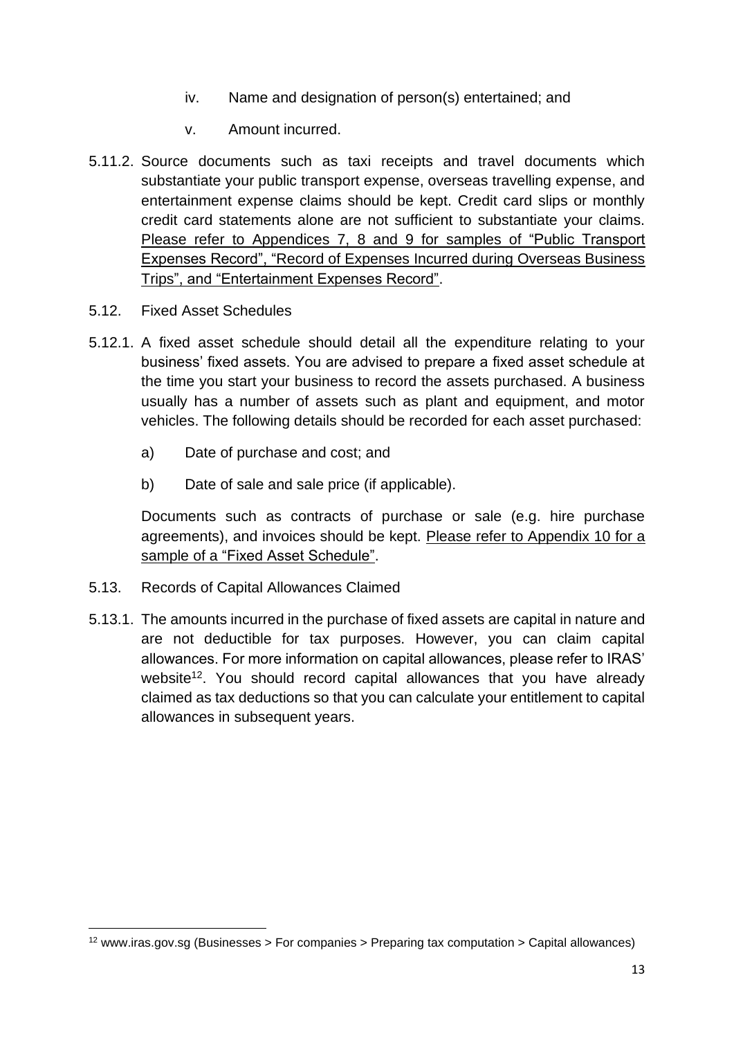iv. Name and designation of person(s) entertained; and

v. Amount incurred.

5.11.2. Source documents such as taxi receipts and travel documents which substantiate your public transport expense, overseas travelling expense, and entertainment expense claims should be kept. Credit card slips or monthly credit card statements alone are not sufficient to substantiate your claims. Please refer to Appendices 7, 8 and 9 for samples of "Public Transport Expenses Record", "Record of Expenses Incurred during Overseas Business Trips", and "Entertainment Expenses Record".

5.12. Fixed Asset Schedules

5.12.1. A fixed asset schedule should detail all the expenditure relating to your business' fixed assets. You are advised to prepare a fixed asset schedule at the time you start your business to record the assets purchased. A business usually has a number of assets such as plant and equipment, and motor vehicles. The following details should be recorded for each asset purchased:

a) Date of purchase and cost; and

b) Date of sale and sale price (if applicable).

Documents such as contracts of purchase or sale (e.g. hire purchase agreements), and invoices should be kept. Please refer to Appendix 10 for a sample of a "Fixed Asset Schedule".

5.13. Records of Capital Allowances Claimed

5.13.1. The amounts incurred in the purchase of fixed assets are capital in nature and are not deductible for tax purposes. However, you can claim capital allowances. For more information on capital allowances, please refer to IRAS' website[12]. You should record capital allowances that you have already claimed as tax deductions so that you can calculate your entitlement to capital allowances in subsequent years.

[12] www.iras.gov.sg (Businesses > For companies > Preparing tax computation > Capital allowances)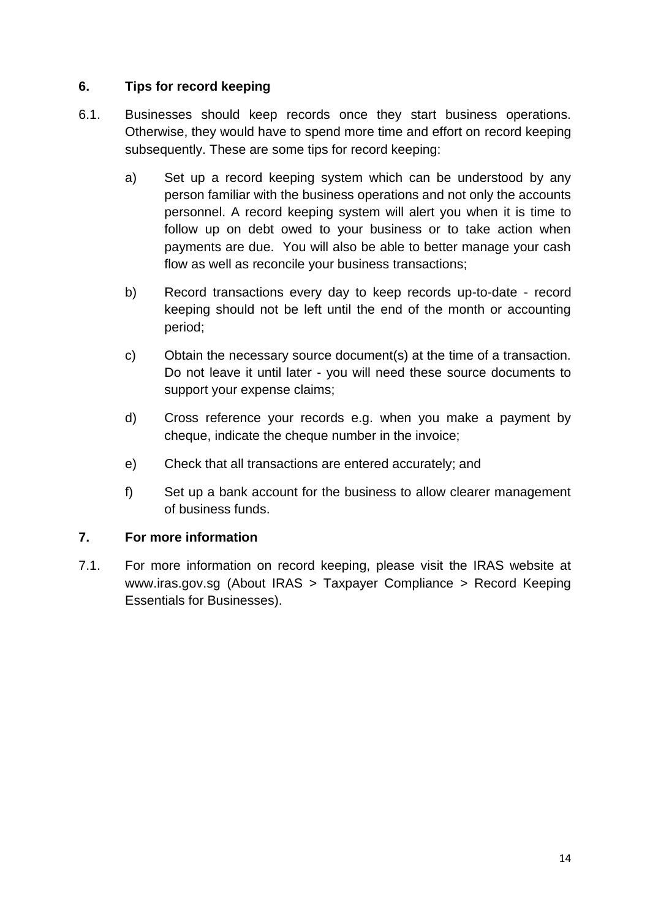## 6. Tips for record keeping

6.1. Businesses should keep records once they start business operations. Otherwise, they would have to spend more time and effort on record keeping subsequently. These are some tips for record keeping:

a) Set up a record keeping system which can be understood by any person familiar with the business operations and not only the accounts personnel. A record keeping system will alert you when it is time to follow up on debt owed to your business or to take action when payments are due. You will also be able to better manage your cash flow as well as reconcile your business transactions;

b) Record transactions every day to keep records up-to-date - record keeping should not be left until the end of the month or accounting period;

c) Obtain the necessary source document(s) at the time of a transaction. Do not leave it until later - you will need these source documents to support your expense claims;

d) Cross reference your records e.g. when you make a payment by cheque, indicate the cheque number in the invoice;

e) Check that all transactions are entered accurately; and

f) Set up a bank account for the business to allow clearer management of business funds.

## 7. For more information

7.1. For more information on record keeping, please visit the IRAS website at www.iras.gov.sg (About IRAS > Taxpayer Compliance > Record Keeping Essentials for Businesses).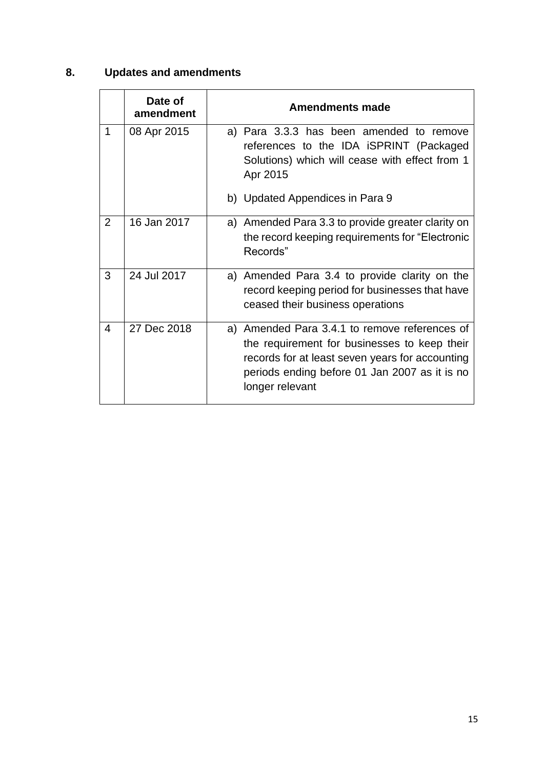## 8. Updates and amendments

| | Date of amendment | Amendments made |
|---|---|---|
| 1 | 08 Apr 2015 | a) Para 3.3.3 has been amended to remove references to the IDA iSPRINT (Packaged Solutions) which will cease with effect from 1 Apr 2015<br><br>b) Updated Appendices in Para 9 |
| 2 | 16 Jan 2017 | a) Amended Para 3.3 to provide greater clarity on the record keeping requirements for "Electronic Records" |
| 3 | 24 Jul 2017 | a) Amended Para 3.4 to provide clarity on the record keeping period for businesses that have ceased their business operations |
| 4 | 27 Dec 2018 | a) Amended Para 3.4.1 to remove references of the requirement for businesses to keep their records for at least seven years for accounting periods ending before 01 Jan 2007 as it is no longer relevant |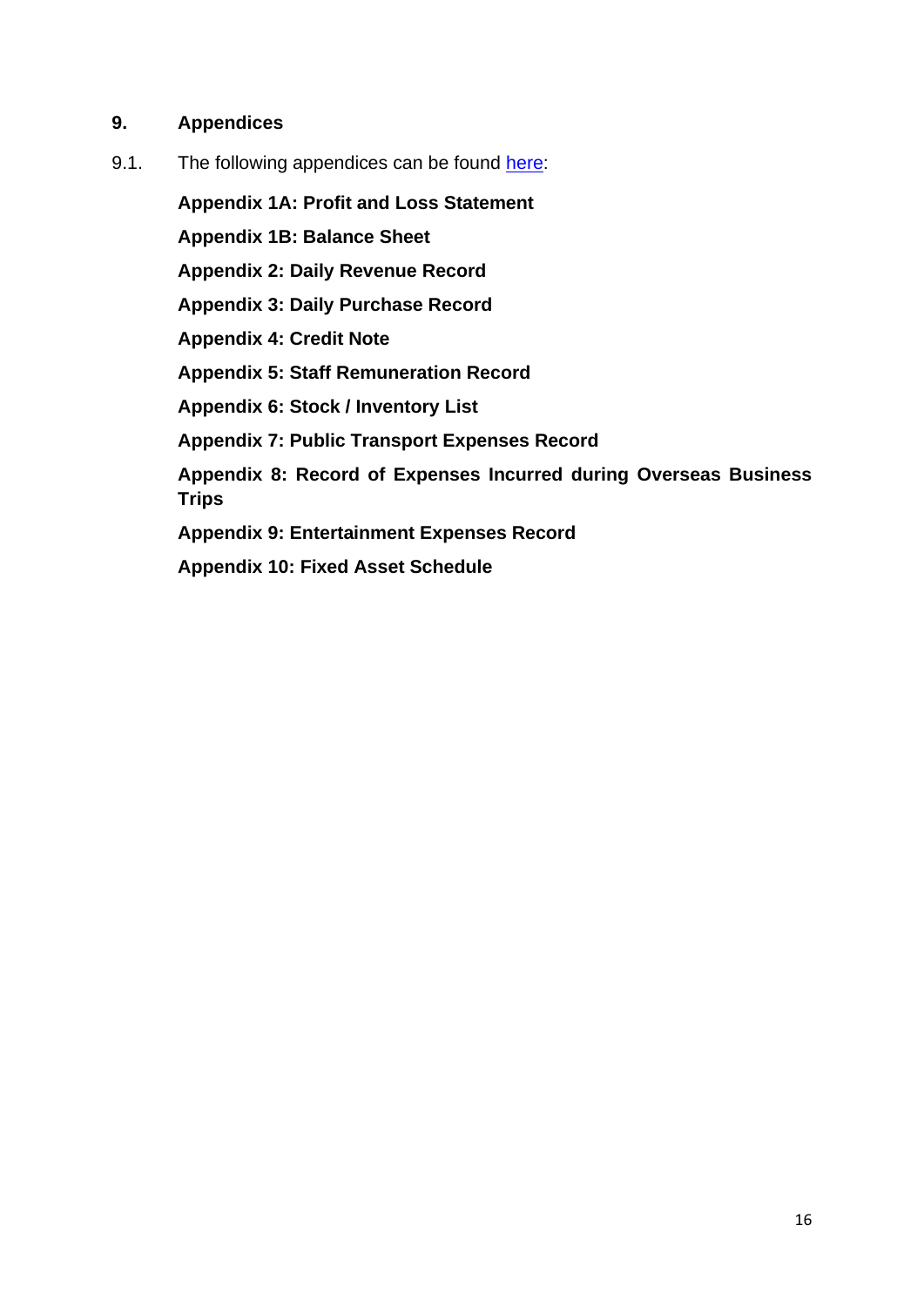## 9. Appendices

9.1. The following appendices can be found here:

**Appendix 1A: Profit and Loss Statement**

**Appendix 1B: Balance Sheet**

**Appendix 2: Daily Revenue Record**

**Appendix 3: Daily Purchase Record**

**Appendix 4: Credit Note**

**Appendix 5: Staff Remuneration Record**

**Appendix 6: Stock / Inventory List**

**Appendix 7: Public Transport Expenses Record**

**Appendix 8: Record of Expenses Incurred during Overseas Business Trips**

**Appendix 9: Entertainment Expenses Record**

**Appendix 10: Fixed Asset Schedule**